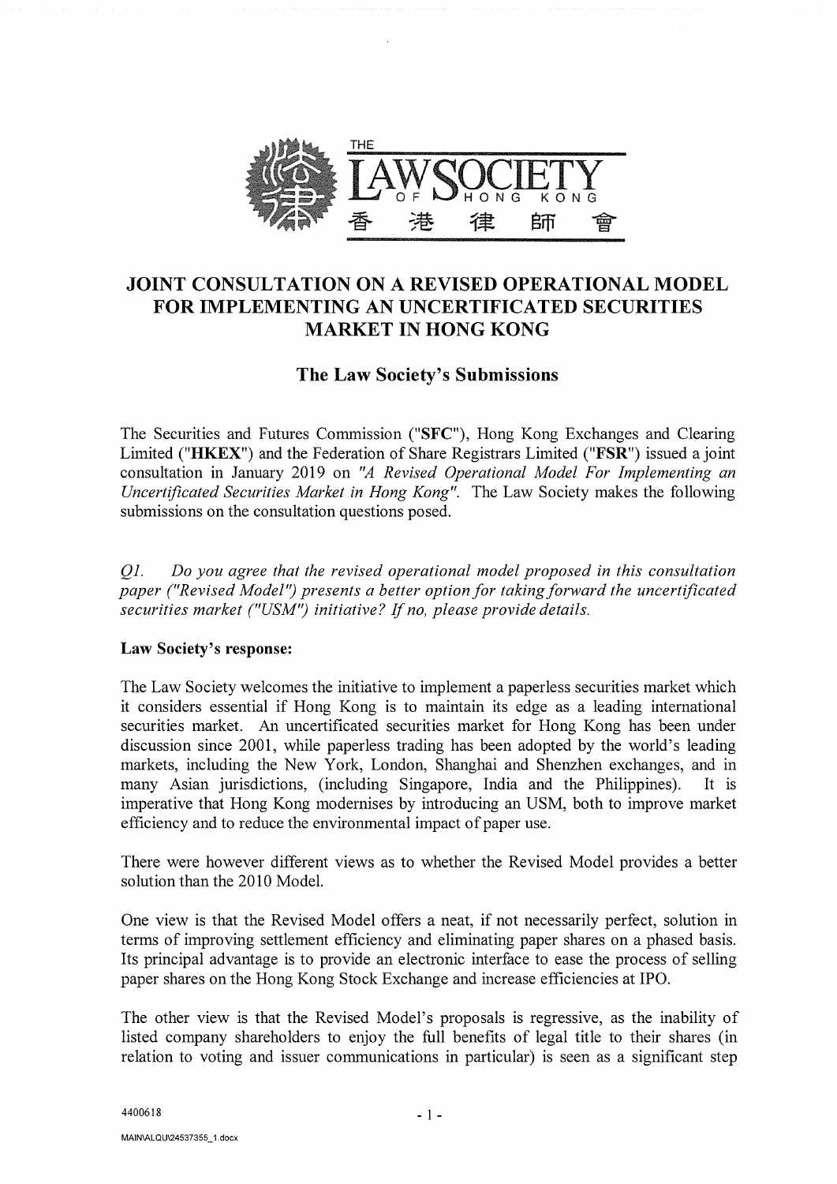# JOINT CONSULTATION ON A REVISED OPERATIONAL MODEL FOR IMPLEMENTING AN UNCERTIFICATED SECURITIES MARKET IN HONG KONG

## The Law Society's Submissions

The Securities and Futures Commission ("**SFC**"), Hong Kong Exchanges and Clearing Limited ("**HKEX**") and the Federation of Share Registrars Limited ("**FSR**") issued a joint consultation in January 2019 on *"A Revised Operational Model For Implementing an Uncertificated Securities Market in Hong Kong"*. The Law Society makes the following submissions on the consultation questions posed.

*Q1. Do you agree that the revised operational model proposed in this consultation paper ("Revised Model") presents a better option for taking forward the uncertificated securities market ("USM") initiative? If no, please provide details.*

**Law Society's response:**

The Law Society welcomes the initiative to implement a paperless securities market which it considers essential if Hong Kong is to maintain its edge as a leading international securities market. An uncertificated securities market for Hong Kong has been under discussion since 2001, while paperless trading has been adopted by the world's leading markets, including the New York, London, Shanghai and Shenzhen exchanges, and in many Asian jurisdictions, (including Singapore, India and the Philippines). It is imperative that Hong Kong modernises by introducing an USM, both to improve market efficiency and to reduce the environmental impact of paper use.

There were however different views as to whether the Revised Model provides a better solution than the 2010 Model.

One view is that the Revised Model offers a neat, if not necessarily perfect, solution in terms of improving settlement efficiency and eliminating paper shares on a phased basis. Its principal advantage is to provide an electronic interface to ease the process of selling paper shares on the Hong Kong Stock Exchange and increase efficiencies at IPO.

The other view is that the Revised Model's proposals is regressive, as the inability of listed company shareholders to enjoy the full benefits of legal title to their shares (in relation to voting and issuer communications in particular) is seen as a significant step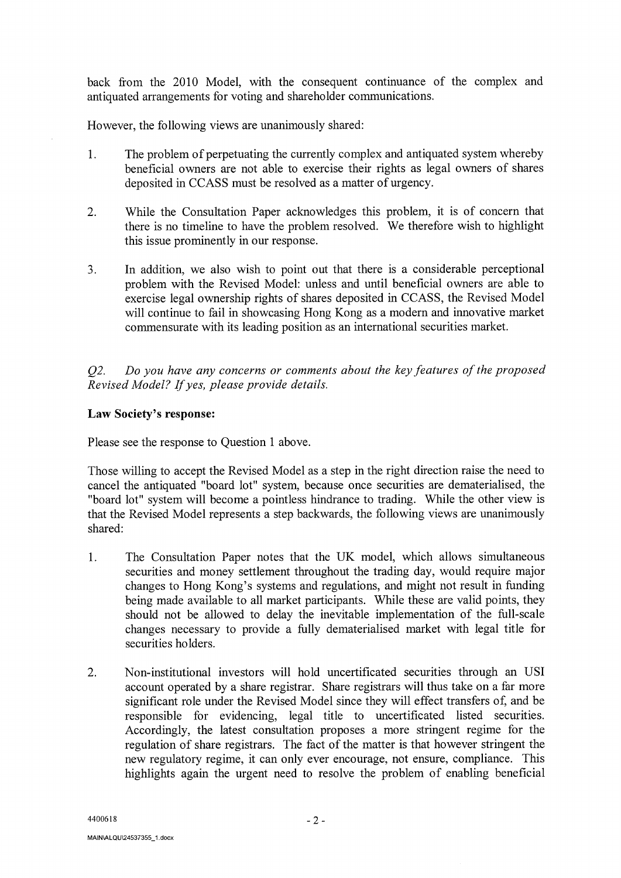back from the 2010 Model, with the consequent continuance of the complex and antiquated arrangements for voting and shareholder communications.

However, the following views are unanimously shared:

1. The problem of perpetuating the currently complex and antiquated system whereby beneficial owners are not able to exercise their rights as legal owners of shares deposited in CCASS must be resolved as a matter of urgency.

2. While the Consultation Paper acknowledges this problem, it is of concern that there is no timeline to have the problem resolved. We therefore wish to highlight this issue prominently in our response.

3. In addition, we also wish to point out that there is a considerable perceptional problem with the Revised Model: unless and until beneficial owners are able to exercise legal ownership rights of shares deposited in CCASS, the Revised Model will continue to fail in showcasing Hong Kong as a modern and innovative market commensurate with its leading position as an international securities market.

*Q2. Do you have any concerns or comments about the key features of the proposed Revised Model? If yes, please provide details.*

**Law Society's response:**

Please see the response to Question 1 above.

Those willing to accept the Revised Model as a step in the right direction raise the need to cancel the antiquated "board lot" system, because once securities are dematerialised, the "board lot" system will become a pointless hindrance to trading. While the other view is that the Revised Model represents a step backwards, the following views are unanimously shared:

1. The Consultation Paper notes that the UK model, which allows simultaneous securities and money settlement throughout the trading day, would require major changes to Hong Kong's systems and regulations, and might not result in funding being made available to all market participants. While these are valid points, they should not be allowed to delay the inevitable implementation of the full-scale changes necessary to provide a fully dematerialised market with legal title for securities holders.

2. Non-institutional investors will hold uncertificated securities through an USI account operated by a share registrar. Share registrars will thus take on a far more significant role under the Revised Model since they will effect transfers of, and be responsible for evidencing, legal title to uncertificated listed securities. Accordingly, the latest consultation proposes a more stringent regime for the regulation of share registrars. The fact of the matter is that however stringent the new regulatory regime, it can only ever encourage, not ensure, compliance. This highlights again the urgent need to resolve the problem of enabling beneficial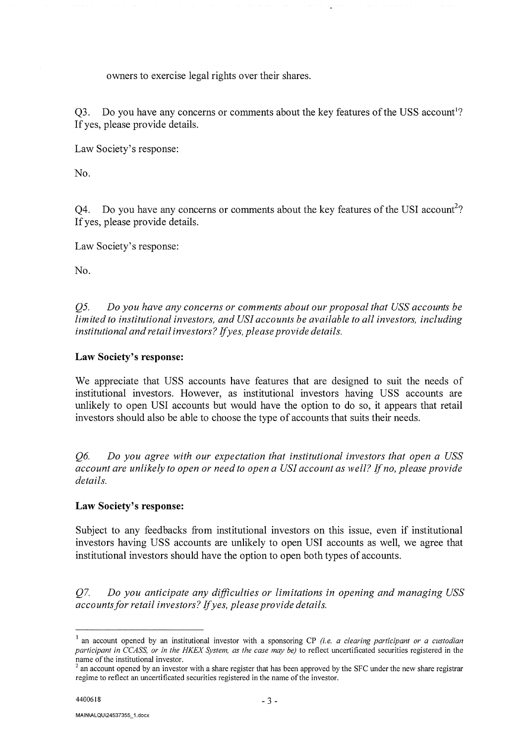owners to exercise legal rights over their shares.

Q3. Do you have any concerns or comments about the key features of the USS account[1]? If yes, please provide details.

Law Society's response:

No.

Q4. Do you have any concerns or comments about the key features of the USI account[2]? If yes, please provide details.

Law Society's response:

No.

*Q5. Do you have any concerns or comments about our proposal that USS accounts be limited to institutional investors, and USI accounts be available to all investors, including institutional and retail investors? If yes, please provide details.*

**Law Society's response:**

We appreciate that USS accounts have features that are designed to suit the needs of institutional investors. However, as institutional investors having USS accounts are unlikely to open USI accounts but would have the option to do so, it appears that retail investors should also be able to choose the type of accounts that suits their needs.

*Q6. Do you agree with our expectation that institutional investors that open a USS account are unlikely to open or need to open a USI account as well? If no, please provide details.*

**Law Society's response:**

Subject to any feedbacks from institutional investors on this issue, even if institutional investors having USS accounts are unlikely to open USI accounts as well, we agree that institutional investors should have the option to open both types of accounts.

*Q7. Do you anticipate any difficulties or limitations in opening and managing USS accounts for retail investors? If yes, please provide details.*

---

[1] an account opened by an institutional investor with a sponsoring CP *(i.e. a clearing participant or a custodian participant in CCASS, or in the HKEX System, as the case may be)* to reflect uncertificated securities registered in the name of the institutional investor.

[2] an account opened by an investor with a share register that has been approved by the SFC under the new share registrar regime to reflect an uncertificated securities registered in the name of the investor.

4400618

MAIN\ALQU\24537355_1.docx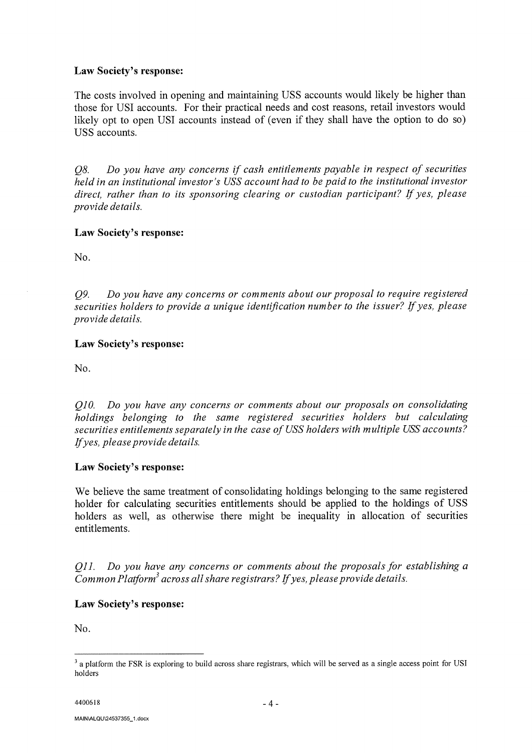**Law Society's response:**

The costs involved in opening and maintaining USS accounts would likely be higher than those for USI accounts. For their practical needs and cost reasons, retail investors would likely opt to open USI accounts instead of (even if they shall have the option to do so) USS accounts.

*Q8. Do you have any concerns if cash entitlements payable in respect of securities held in an institutional investor's USS account had to be paid to the institutional investor direct, rather than to its sponsoring clearing or custodian participant? If yes, please provide details.*

**Law Society's response:**

No.

*Q9. Do you have any concerns or comments about our proposal to require registered securities holders to provide a unique identification number to the issuer? If yes, please provide details.*

**Law Society's response:**

No.

*Q10. Do you have any concerns or comments about our proposals on consolidating holdings belonging to the same registered securities holders but calculating securities entitlements separately in the case of USS holders with multiple USS accounts? If yes, please provide details.*

**Law Society's response:**

We believe the same treatment of consolidating holdings belonging to the same registered holder for calculating securities entitlements should be applied to the holdings of USS holders as well, as otherwise there might be inequality in allocation of securities entitlements.

*Q11. Do you have any concerns or comments about the proposals for establishing a Common Platform[3] across all share registrars? If yes, please provide details.*

**Law Society's response:**

No.

---

[3] a platform the FSR is exploring to build across share registrars, which will be served as a single access point for USI holders

4400618

MAIN\ALQU\24537355_1.docx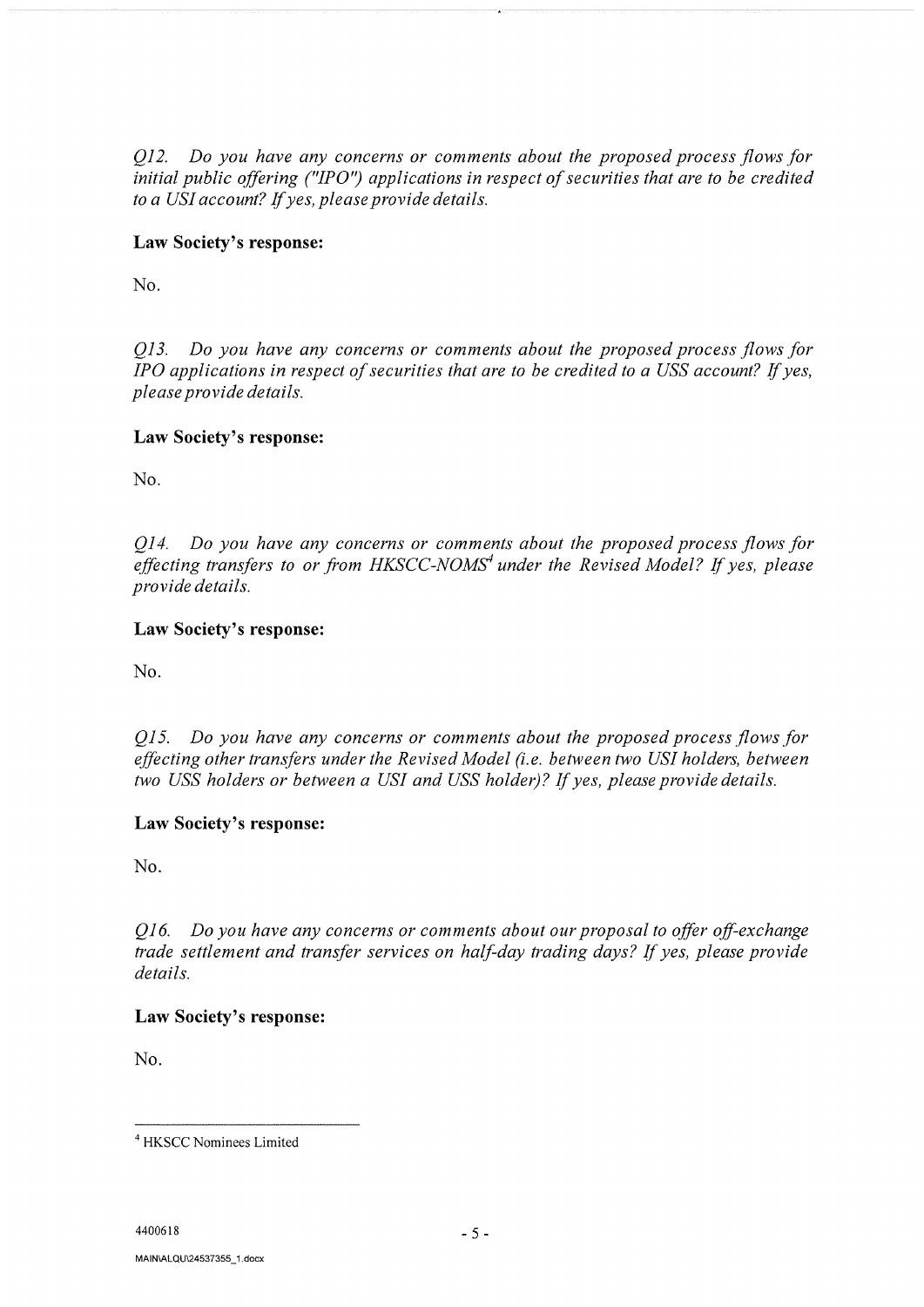*Q12. Do you have any concerns or comments about the proposed process flows for initial public offering ("IPO") applications in respect of securities that are to be credited to a USI account? If yes, please provide details.*

**Law Society's response:**

No.

*Q13. Do you have any concerns or comments about the proposed process flows for IPO applications in respect of securities that are to be credited to a USS account? If yes, please provide details.*

**Law Society's response:**

No.

*Q14. Do you have any concerns or comments about the proposed process flows for effecting transfers to or from HKSCC-NOMS[4] under the Revised Model? If yes, please provide details.*

**Law Society's response:**

No.

*Q15. Do you have any concerns or comments about the proposed process flows for effecting other transfers under the Revised Model (i.e. between two USI holders, between two USS holders or between a USI and USS holder)? If yes, please provide details.*

**Law Society's response:**

No.

*Q16. Do you have any concerns or comments about our proposal to offer off-exchange trade settlement and transfer services on half-day trading days? If yes, please provide details.*

**Law Society's response:**

No.

---

[4] HKSCC Nominees Limited

4400618

MAIN\ALQU\24537355_1.docx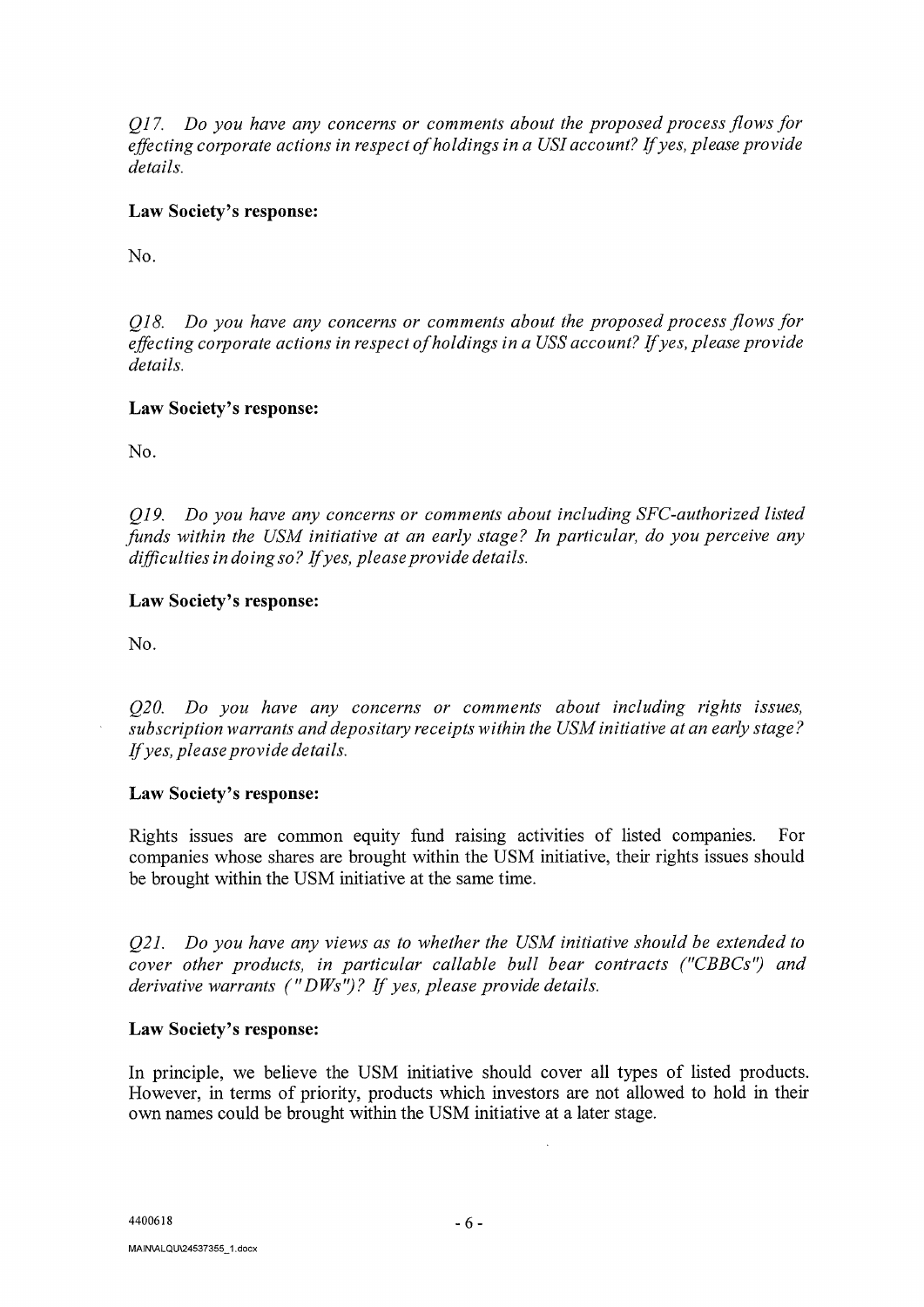*Q17. Do you have any concerns or comments about the proposed process flows for effecting corporate actions in respect of holdings in a USI account? If yes, please provide details.*

**Law Society's response:**

No.

*Q18. Do you have any concerns or comments about the proposed process flows for effecting corporate actions in respect of holdings in a USS account? If yes, please provide details.*

**Law Society's response:**

No.

*Q19. Do you have any concerns or comments about including SFC-authorized listed funds within the USM initiative at an early stage? In particular, do you perceive any difficulties in doing so? If yes, please provide details.*

**Law Society's response:**

No.

*Q20. Do you have any concerns or comments about including rights issues, subscription warrants and depositary receipts within the USM initiative at an early stage? If yes, please provide details.*

**Law Society's response:**

Rights issues are common equity fund raising activities of listed companies. For companies whose shares are brought within the USM initiative, their rights issues should be brought within the USM initiative at the same time.

*Q21. Do you have any views as to whether the USM initiative should be extended to cover other products, in particular callable bull bear contracts ("CBBCs") and derivative warrants ("DWs")? If yes, please provide details.*

**Law Society's response:**

In principle, we believe the USM initiative should cover all types of listed products. However, in terms of priority, products which investors are not allowed to hold in their own names could be brought within the USM initiative at a later stage.

4400618

MAIN\ALQU\24537355_1.docx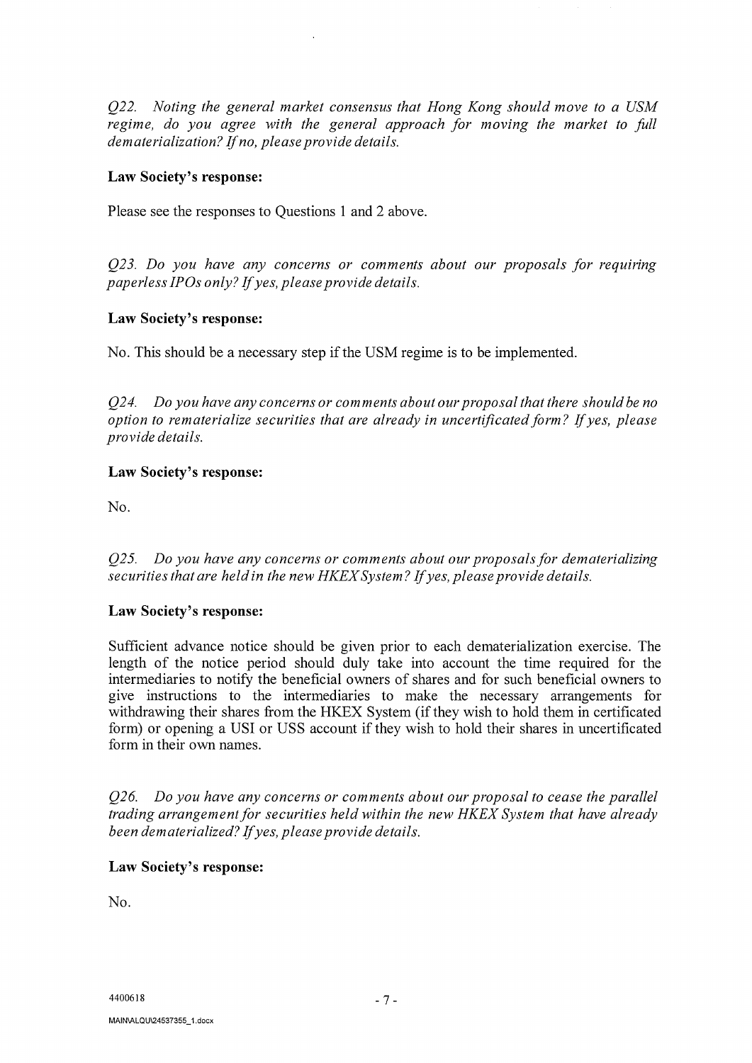*Q22. Noting the general market consensus that Hong Kong should move to a USM regime, do you agree with the general approach for moving the market to full dematerialization? If no, please provide details.*

**Law Society's response:**

Please see the responses to Questions 1 and 2 above.

*Q23. Do you have any concerns or comments about our proposals for requiring paperless IPOs only? If yes, please provide details.*

**Law Society's response:**

No. This should be a necessary step if the USM regime is to be implemented.

*Q24. Do you have any concerns or comments about our proposal that there should be no option to rematerialize securities that are already in uncertificated form? If yes, please provide details.*

**Law Society's response:**

No.

*Q25. Do you have any concerns or comments about our proposals for dematerializing securities that are held in the new HKEX System? If yes, please provide details.*

**Law Society's response:**

Sufficient advance notice should be given prior to each dematerialization exercise. The length of the notice period should duly take into account the time required for the intermediaries to notify the beneficial owners of shares and for such beneficial owners to give instructions to the intermediaries to make the necessary arrangements for withdrawing their shares from the HKEX System (if they wish to hold them in certificated form) or opening a USI or USS account if they wish to hold their shares in uncertificated form in their own names.

*Q26. Do you have any concerns or comments about our proposal to cease the parallel trading arrangement for securities held within the new HKEX System that have already been dematerialized? If yes, please provide details.*

**Law Society's response:**

No.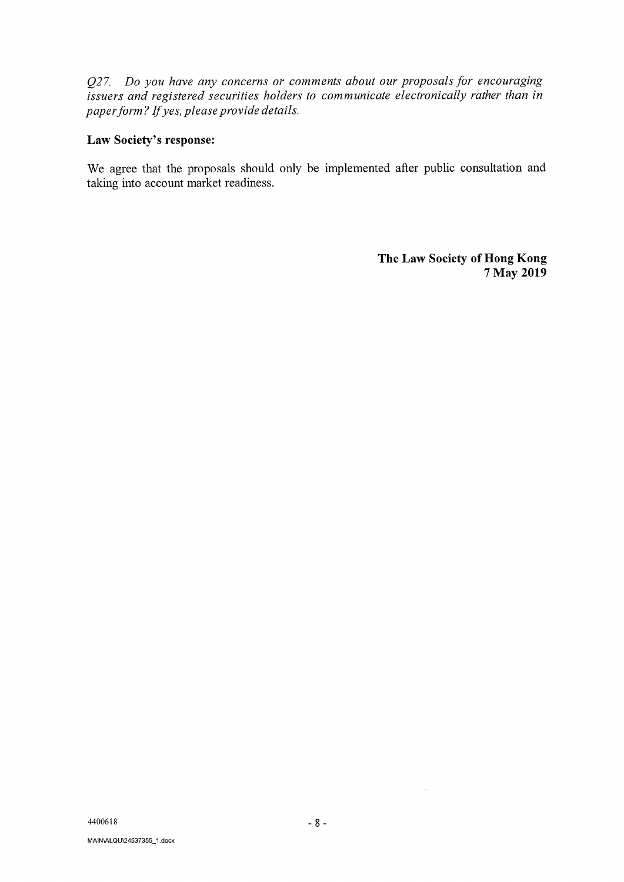*Q27. Do you have any concerns or comments about our proposals for encouraging issuers and registered securities holders to communicate electronically rather than in paper form? If yes, please provide details.*

**Law Society's response:**

We agree that the proposals should only be implemented after public consultation and taking into account market readiness.

**The Law Society of Hong Kong**
**7 May 2019**

4400618

MAIN\ALQU\24537355_1.docx